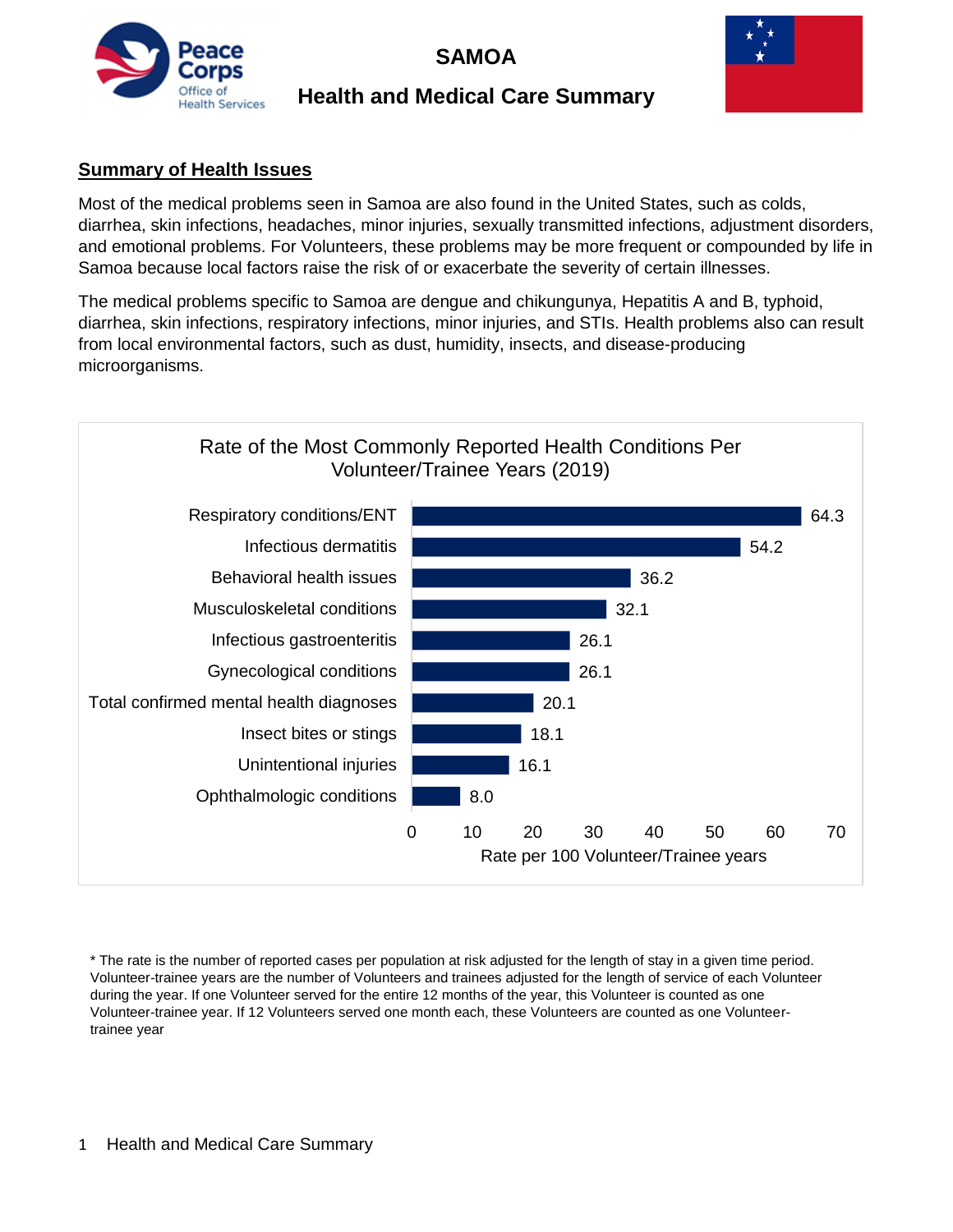# SAMOA

## Health and Medical Care Summary

### Summary of Health Issues

Most of the medical problems seen in Samoa are also found in the United States, such as colds, diarrhea, skin infections, headaches, minor injuries, sexually transmitted infections, adjustment disorders, and emotional problems. For Volunteers, these problems may be more frequent or compounded by life in Samoa because local factors raise the risk of or exacerbate the severity of certain illnesses.

The medical problems specific to Samoa are dengue and chikungunya, Hepatitis A and B, typhoid, diarrhea, skin infections, respiratory infections, minor injuries, and STIs. Health problems also can result from local environmental factors, such as dust, humidity, insects, and disease-producing microorganisms.

**Rate of the Most Commonly Reported Health Conditions Per Volunteer/Trainee Years (2019)**

| Condition | Rate per 100 Volunteer/Trainee years |
| --- | --- |
| Respiratory conditions/ENT | 64.3 |
| Infectious dermatitis | 54.2 |
| Behavioral health issues | 36.2 |
| Musculoskeletal conditions | 32.1 |
| Infectious gastroenteritis | 26.1 |
| Gynecological conditions | 26.1 |
| Total confirmed mental health diagnoses | 20.1 |
| Insect bites or stings | 18.1 |
| Unintentional injuries | 16.1 |
| Ophthalmologic conditions | 8.0 |

\* The rate is the number of reported cases per population at risk adjusted for the length of stay in a given time period. Volunteer-trainee years are the number of Volunteers and trainees adjusted for the length of service of each Volunteer during the year. If one Volunteer served for the entire 12 months of the year, this Volunteer is counted as one Volunteer-trainee year. If 12 Volunteers served one month each, these Volunteers are counted as one Volunteer-trainee year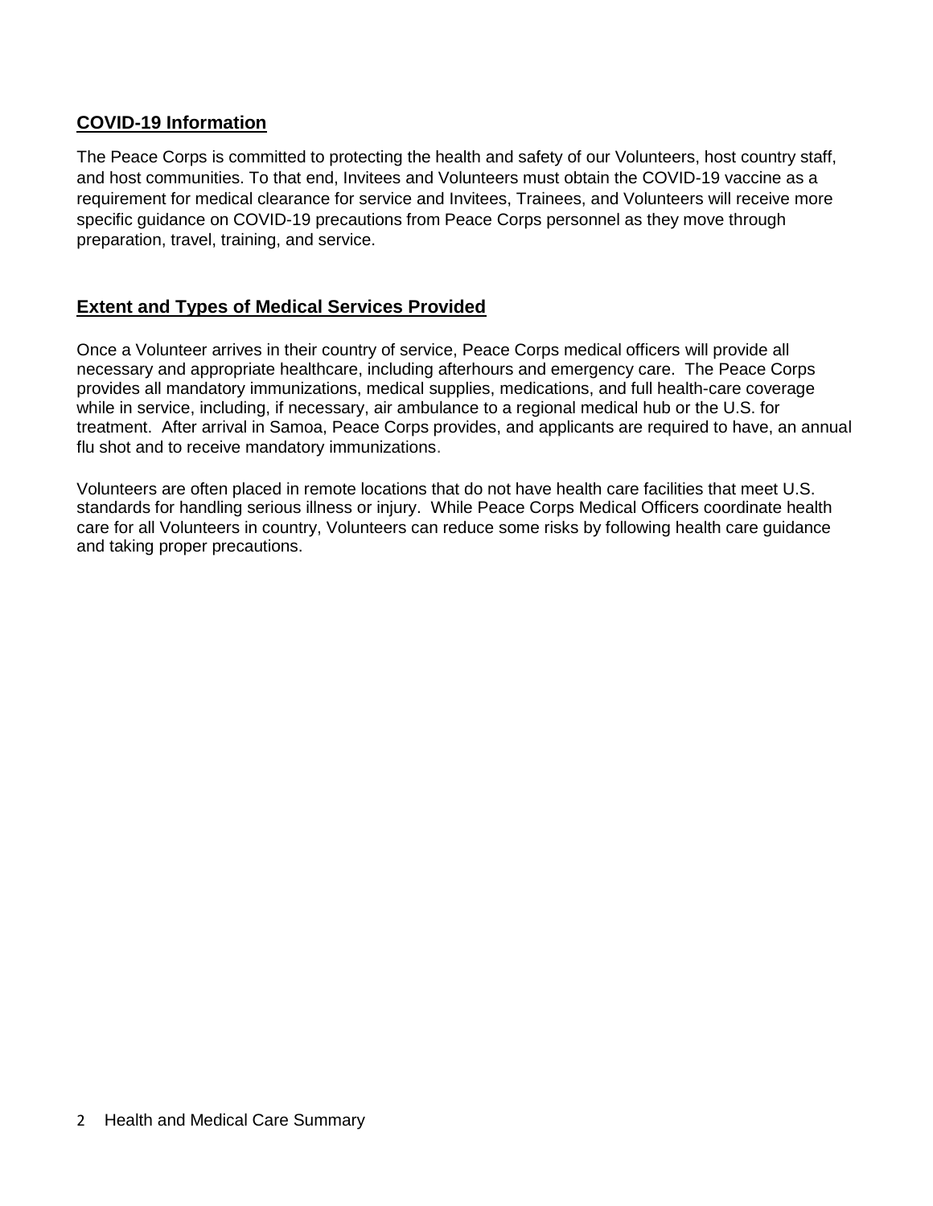## COVID-19 Information

The Peace Corps is committed to protecting the health and safety of our Volunteers, host country staff, and host communities. To that end, Invitees and Volunteers must obtain the COVID-19 vaccine as a requirement for medical clearance for service and Invitees, Trainees, and Volunteers will receive more specific guidance on COVID-19 precautions from Peace Corps personnel as they move through preparation, travel, training, and service.

## Extent and Types of Medical Services Provided

Once a Volunteer arrives in their country of service, Peace Corps medical officers will provide all necessary and appropriate healthcare, including afterhours and emergency care. The Peace Corps provides all mandatory immunizations, medical supplies, medications, and full health-care coverage while in service, including, if necessary, air ambulance to a regional medical hub or the U.S. for treatment. After arrival in Samoa, Peace Corps provides, and applicants are required to have, an annual flu shot and to receive mandatory immunizations.

Volunteers are often placed in remote locations that do not have health care facilities that meet U.S. standards for handling serious illness or injury. While Peace Corps Medical Officers coordinate health care for all Volunteers in country, Volunteers can reduce some risks by following health care guidance and taking proper precautions.